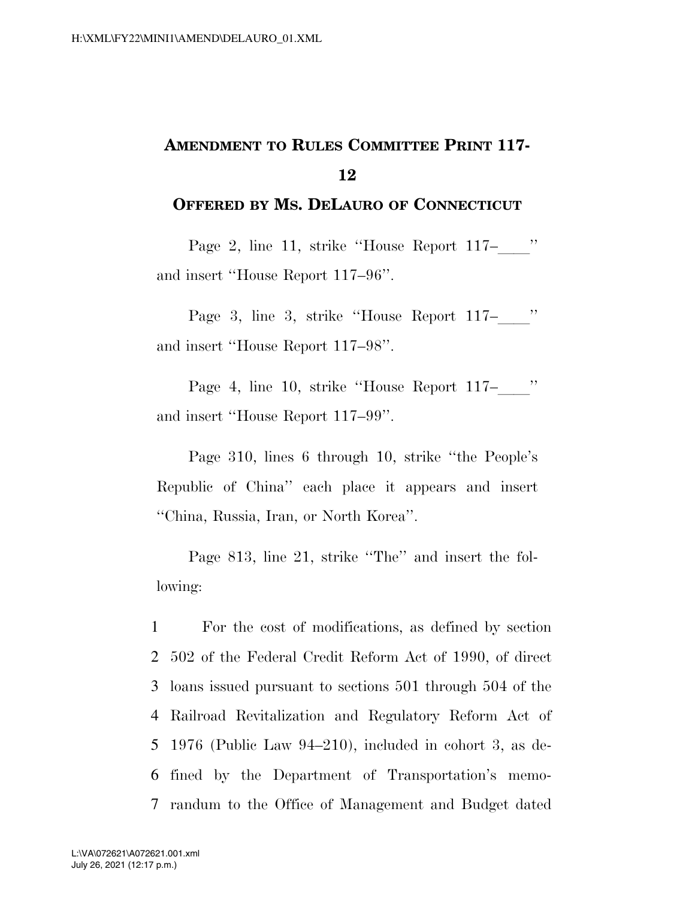**AMENDMENT TO RULES COMMITTEE PRINT 117-12**

**OFFERED BY MS. DELAURO OF CONNECTICUT**

Page 2, line 11, strike "House Report 117–\_\_\_\_" and insert "House Report 117–96".

Page 3, line 3, strike "House Report 117–\_\_\_\_" and insert "House Report 117–98".

Page 4, line 10, strike "House Report 117–\_\_\_\_" and insert "House Report 117–99".

Page 310, lines 6 through 10, strike "the People's Republic of China" each place it appears and insert "China, Russia, Iran, or North Korea".

Page 813, line 21, strike "The" and insert the following:

1 For the cost of modifications, as defined by section
2 502 of the Federal Credit Reform Act of 1990, of direct
3 loans issued pursuant to sections 501 through 504 of the
4 Railroad Revitalization and Regulatory Reform Act of
5 1976 (Public Law 94–210), included in cohort 3, as de-
6 fined by the Department of Transportation's memo-
7 randum to the Office of Management and Budget dated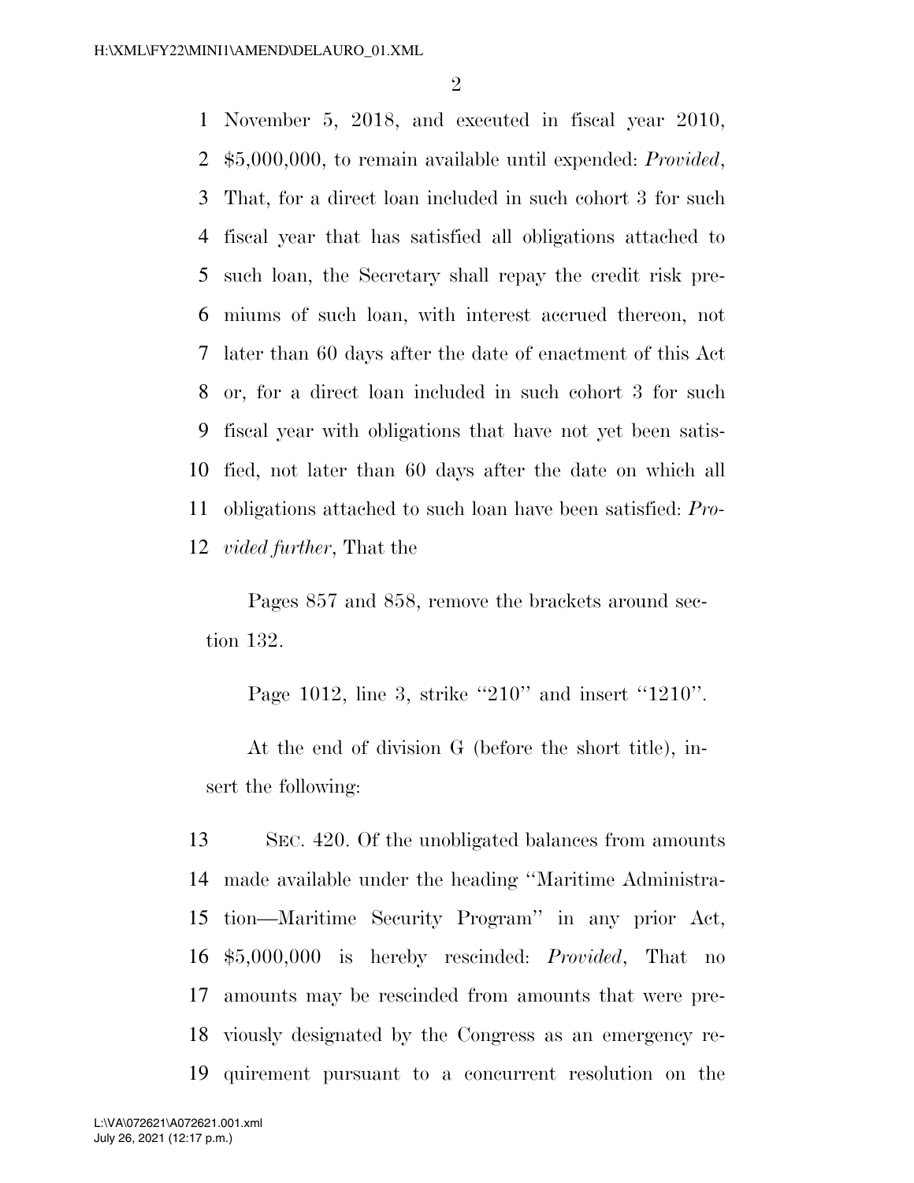November 5, 2018, and executed in fiscal year 2010, $5,000,000, to remain available until expended: *Provided*, That, for a direct loan included in such cohort 3 for such fiscal year that has satisfied all obligations attached to such loan, the Secretary shall repay the credit risk premiums of such loan, with interest accrued thereon, not later than 60 days after the date of enactment of this Act or, for a direct loan included in such cohort 3 for such fiscal year with obligations that have not yet been satisfied, not later than 60 days after the date on which all obligations attached to such loan have been satisfied: *Provided further*, That the

Pages 857 and 858, remove the brackets around section 132.

Page 1012, line 3, strike "210" and insert "1210".

At the end of division G (before the short title), insert the following:

SEC. 420. Of the unobligated balances from amounts made available under the heading "Maritime Administration—Maritime Security Program" in any prior Act, $5,000,000 is hereby rescinded: *Provided*, That no amounts may be rescinded from amounts that were previously designated by the Congress as an emergency requirement pursuant to a concurrent resolution on the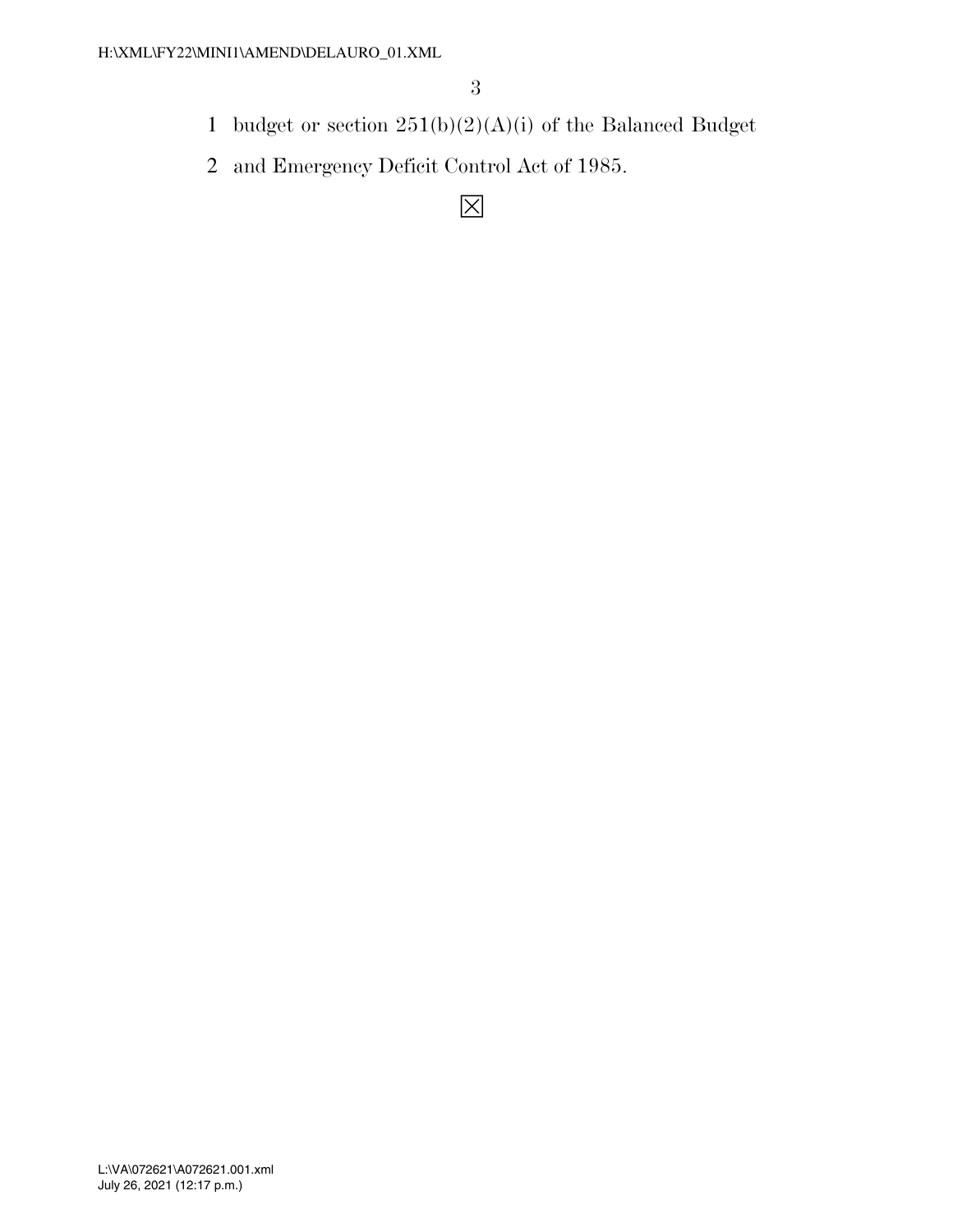budget or section 251(b)(2)(A)(i) of the Balanced Budget and Emergency Deficit Control Act of 1985.